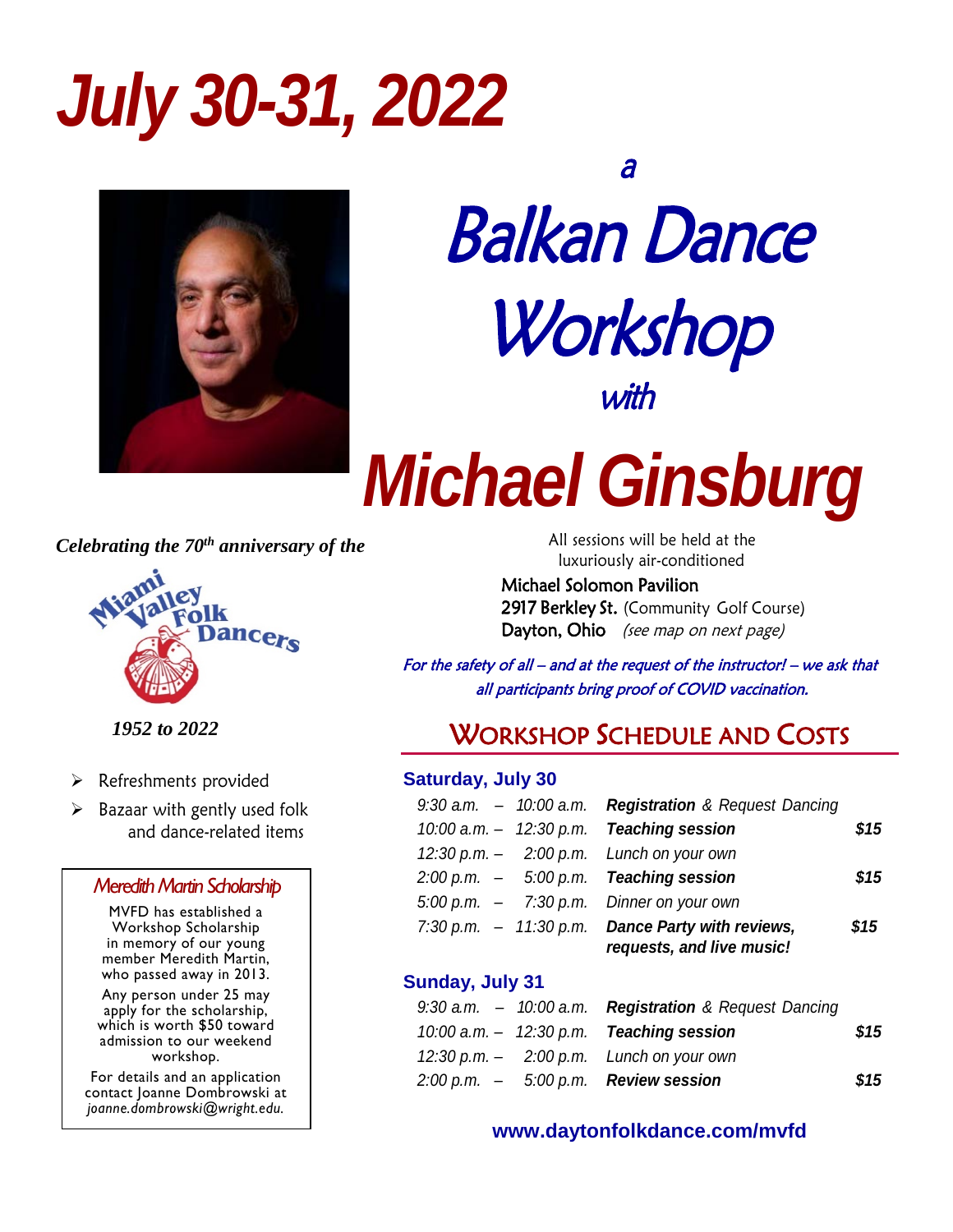# July 30-31, 2022

a

# Balkan Dance Workshop

with

# Michael Ginsburg

*Celebrating the 70th anniversary of the*

Miami Valley Folk Dancers

*1952 to 2022*

- Refreshments provided
- Bazaar with gently used folk and dance-related items

### Meredith Martin Scholarship

MVFD has established a Workshop Scholarship in memory of our young member Meredith Martin, who passed away in 2013.

Any person under 25 may apply for the scholarship, which is worth $50 toward admission to our weekend workshop.

For details and an application contact Joanne Dombrowski at *joanne.dombrowski@wright.edu.*

All sessions will be held at the luxuriously air-conditioned

Michael Solomon Pavilion
2917 Berkley St. (Community Golf Course)
Dayton, Ohio *(see map on next page)*

*For the safety of all – and at the request of the instructor! – we ask that all participants bring proof of COVID vaccination.*

## Workshop Schedule and Costs

### Saturday, July 30

| Time | Activity | Cost |
|---|---|---|
| *9:30 a.m. – 10:00 a.m.* | ***Registration** & Request Dancing* | |
| *10:00 a.m. – 12:30 p.m.* | ***Teaching session*** | ***$15*** |
| *12:30 p.m. – 2:00 p.m.* | *Lunch on your own* | |
| *2:00 p.m. – 5:00 p.m.* | ***Teaching session*** | ***$15*** |
| *5:00 p.m. – 7:30 p.m.* | *Dinner on your own* | |
| *7:30 p.m. – 11:30 p.m.* | ***Dance Party with reviews, requests, and live music!*** | ***$15*** |

### Sunday, July 31

| Time | Activity | Cost |
|---|---|---|
| *9:30 a.m. – 10:00 a.m.* | ***Registration** & Request Dancing* | |
| *10:00 a.m. – 12:30 p.m.* | ***Teaching session*** | ***$15*** |
| *12:30 p.m. – 2:00 p.m.* | *Lunch on your own* | |
| *2:00 p.m. – 5:00 p.m.* | ***Review session*** | ***$15*** |

**www.daytonfolkdance.com/mvfd**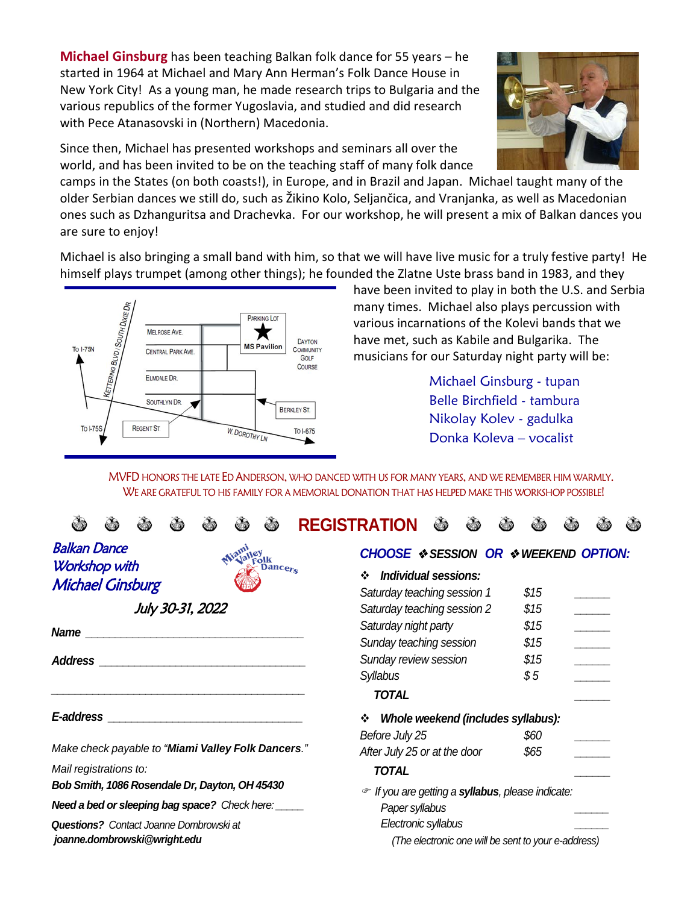**Michael Ginsburg** has been teaching Balkan folk dance for 55 years – he started in 1964 at Michael and Mary Ann Herman's Folk Dance House in New York City! As a young man, he made research trips to Bulgaria and the various republics of the former Yugoslavia, and studied and did research with Pece Atanasovski in (Northern) Macedonia.

Since then, Michael has presented workshops and seminars all over the world, and has been invited to be on the teaching staff of many folk dance camps in the States (on both coasts!), in Europe, and in Brazil and Japan. Michael taught many of the older Serbian dances we still do, such as Žikino Kolo, Seljančica, and Vranjanka, as well as Macedonian ones such as Dzhanguritsa and Drachevka. For our workshop, he will present a mix of Balkan dances you are sure to enjoy!

Michael is also bringing a small band with him, so that we will have live music for a truly festive party! He himself plays trumpet (among other things); he founded the Zlatne Uste brass band in 1983, and they have been invited to play in both the U.S. and Serbia many times. Michael also plays percussion with various incarnations of the Kolevi bands that we have met, such as Kabile and Bulgarika. The musicians for our Saturday night party will be:

Michael Ginsburg - tupan
Belle Birchfield - tambura
Nikolay Kolev - gadulka
Donka Koleva – vocalist

To I-75N
Kettering Blvd / South Dixie Dr
Melrose Ave.
Central Park Ave.
Elmdale Dr.
Southlyn Dr.
Regent St.
To I-75S
Parking Lot
MS Pavilion
Dayton Community Golf Course
Berkley St.
W. Dorothy Ln
To I-675

MVFD honors the late Ed Anderson, who danced with us for many years, and we remember him warmly.
We are grateful to his family for a memorial donation that has helped make this workshop possible!

## REGISTRATION

***Balkan Dance Workshop with Michael Ginsburg***

Miami Valley Folk Dancers

*July 30-31, 2022*

**Name** ______________________________

**Address** ______________________________

______________________________

**E-address** ______________________________

*Make check payable to "**Miami Valley Folk Dancers**."*

*Mail registrations to:*
***Bob Smith, 1086 Rosendale Dr, Dayton, OH 45430***

***Need a bed or sleeping bag space?*** *Check here: _____*

***Questions?*** *Contact Joanne Dombrowski at*
***joanne.dombrowski@wright.edu***

***CHOOSE ❖ SESSION OR ❖ WEEKEND OPTION:***

❖ ***Individual sessions:***

| | | |
|---|---|---|
| *Saturday teaching session 1* | *$15* | ______ |
| *Saturday teaching session 2* | *$15* | ______ |
| *Saturday night party* | *$15* | ______ |
| *Sunday teaching session* | *$15* | ______ |
| *Sunday review session* | *$15* | ______ |
| *Syllabus* | *$ 5* | ______ |
| ***TOTAL*** | | ______ |

❖ ***Whole weekend (includes syllabus):***

| | | |
|---|---|---|
| *Before July 25* | *$60* | ______ |
| *After July 25 or at the door* | *$65* | ______ |
| ***TOTAL*** | | ______ |

☞ *If you are getting a **syllabus**, please indicate:*

| | |
|---|---|
| *Paper syllabus* | ______ |
| *Electronic syllabus* | ______ |

*(The electronic one will be sent to your e-address)*